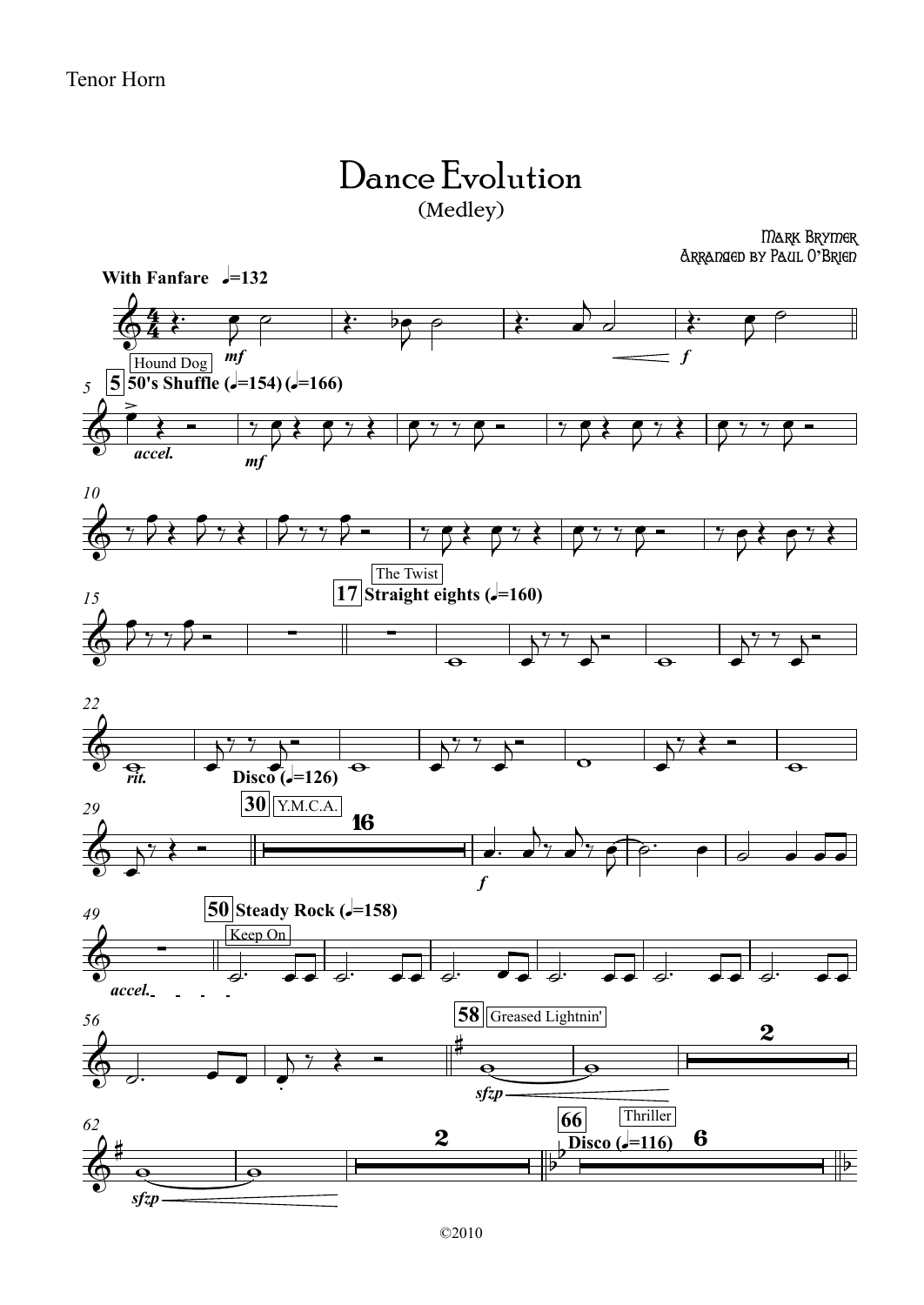Tenor Horn

# Dance Evolution

(Medley)

Mark Brymer
Arranged by Paul O'Brien

With Fanfare ♩=132

Hound Dog

5 50's Shuffle (♩=154) (♩=166)

The Twist

17 Straight eights (♩=160)

Disco (♩=126)

30 Y.M.C.A.

50 Steady Rock (♩=158)

Keep On

58 Greased Lightnin'

66 Thriller

Disco (♩=116)

©2010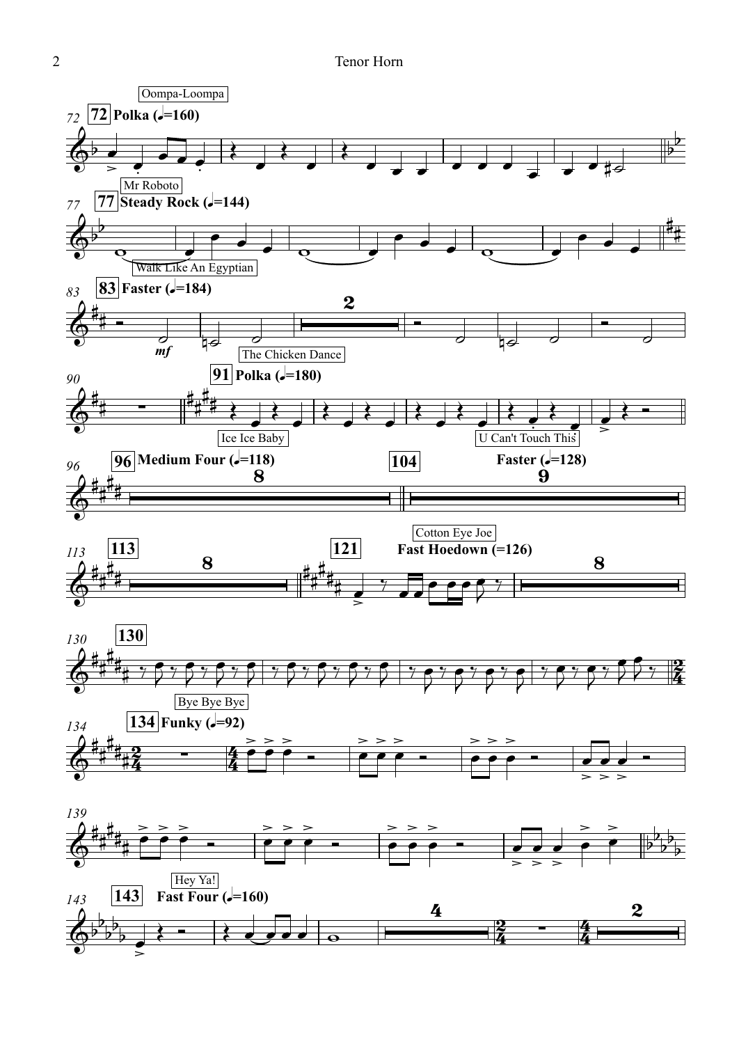Oompa-Loompa

**72** **Polka (♩.=160)**

Mr Roboto

**77** **Steady Rock (♩=144)**

Walk Like An Egyptian

**83** **Faster (♩=184)**

*mf*

The Chicken Dance

**91** **Polka (♩=180)**

Ice Ice Baby

U Can't Touch This

**96** **Medium Four (♩=118)**

**104** **Faster (♩=128)**

**113**

Cotton Eye Joe

**121** **Fast Hoedown (=126)**

**130**

Bye Bye Bye

**134** **Funky (♩=92)**

Hey Ya!

**143** **Fast Four (♩=160)**